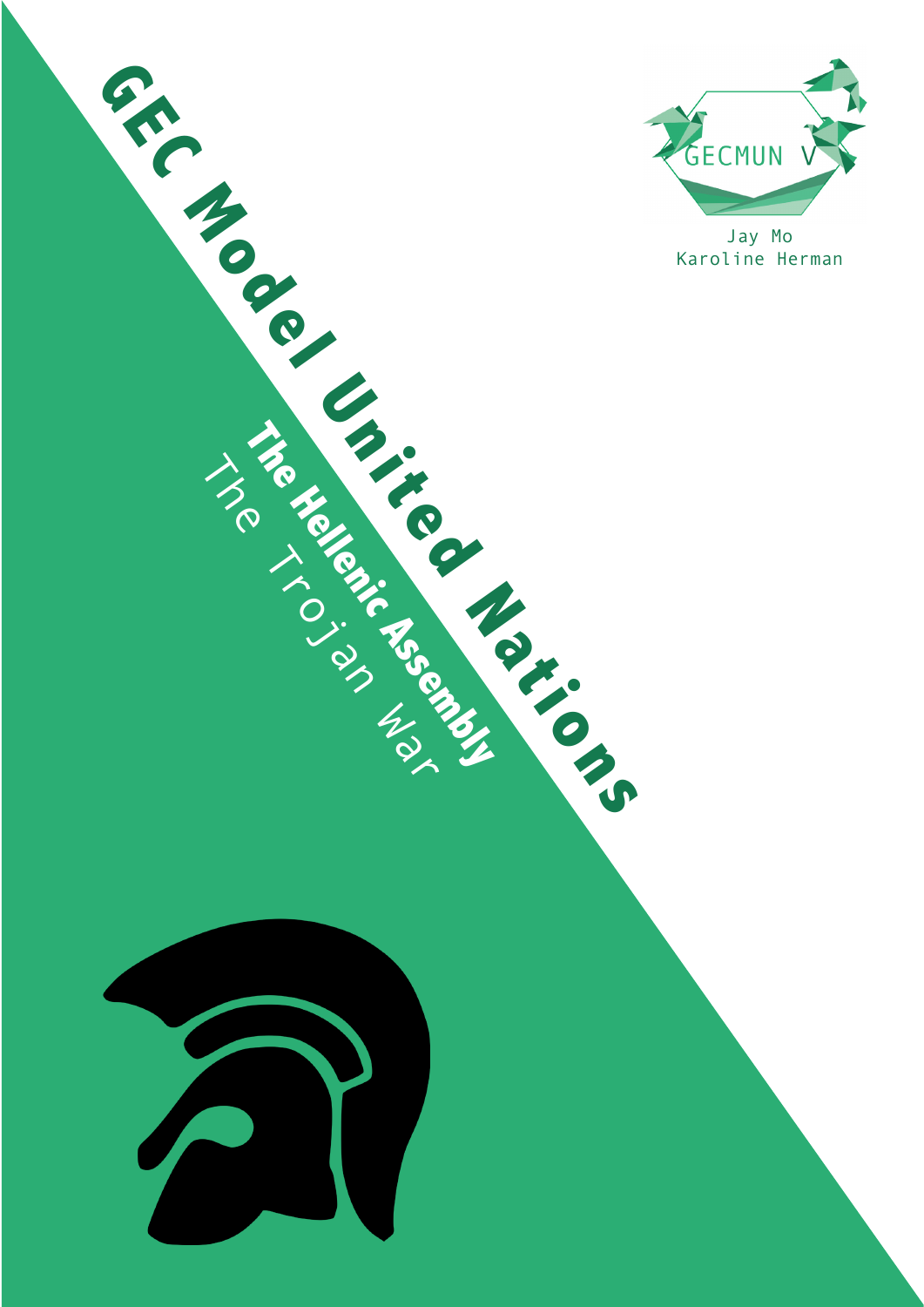# GEC Model United Nations

## The Hellenic Assembly

The Trojan War

GECMUN V

Jay Mo
Karoline Herman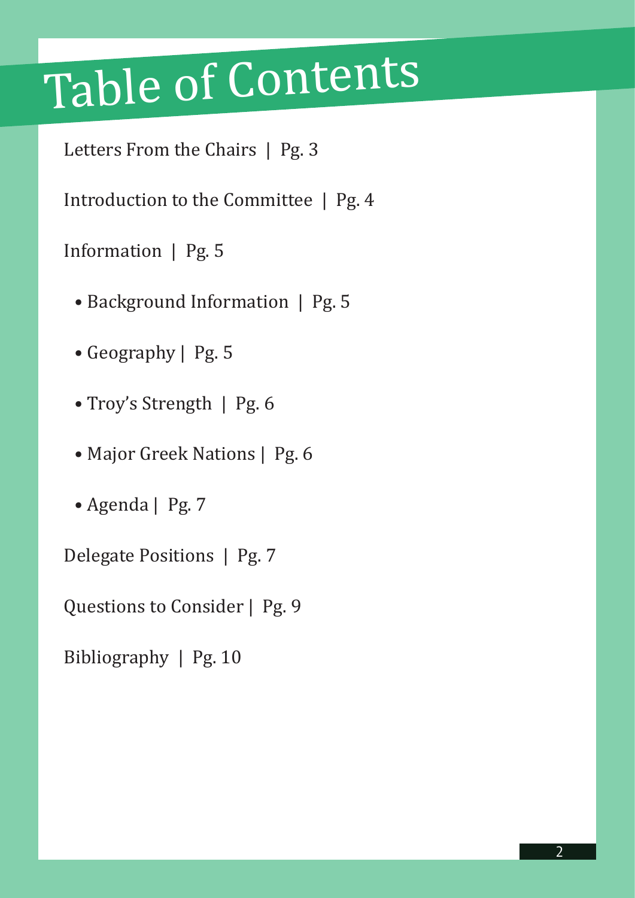# Table of Contents

Letters From the Chairs | Pg. 3

Introduction to the Committee | Pg. 4

Information | Pg. 5

- Background Information | Pg. 5
- Geography | Pg. 5
- Troy's Strength | Pg. 6
- Major Greek Nations | Pg. 6
- Agenda | Pg. 7

Delegate Positions | Pg. 7

Questions to Consider | Pg. 9

Bibliography | Pg. 10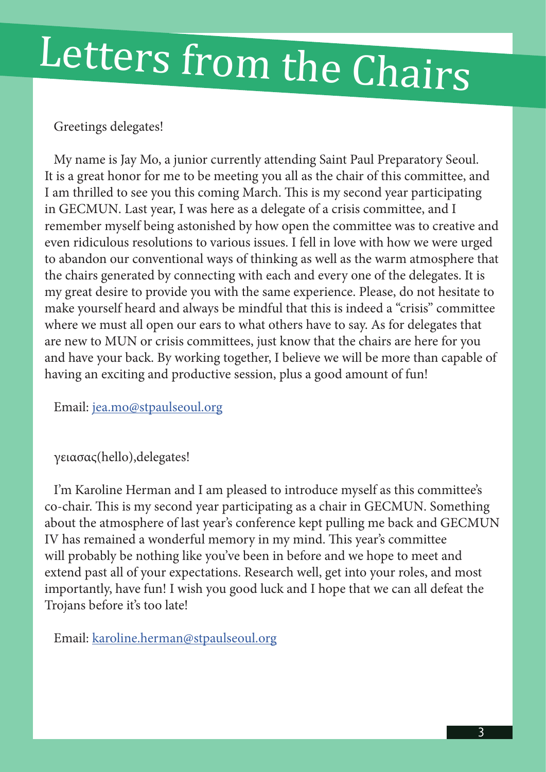# Letters from the Chairs

Greetings delegates!

My name is Jay Mo, a junior currently attending Saint Paul Preparatory Seoul. It is a great honor for me to be meeting you all as the chair of this committee, and I am thrilled to see you this coming March. This is my second year participating in GECMUN. Last year, I was here as a delegate of a crisis committee, and I remember myself being astonished by how open the committee was to creative and even ridiculous resolutions to various issues. I fell in love with how we were urged to abandon our conventional ways of thinking as well as the warm atmosphere that the chairs generated by connecting with each and every one of the delegates. It is my great desire to provide you with the same experience. Please, do not hesitate to make yourself heard and always be mindful that this is indeed a "crisis" committee where we must all open our ears to what others have to say. As for delegates that are new to MUN or crisis committees, just know that the chairs are here for you and have your back. By working together, I believe we will be more than capable of having an exciting and productive session, plus a good amount of fun!

Email: [jea.mo@stpaulseoul.org](mailto:jea.mo@stpaulseoul.org)

γειασας(hello),delegates!

I'm Karoline Herman and I am pleased to introduce myself as this committee's co-chair. This is my second year participating as a chair in GECMUN. Something about the atmosphere of last year's conference kept pulling me back and GECMUN IV has remained a wonderful memory in my mind. This year's committee will probably be nothing like you've been in before and we hope to meet and extend past all of your expectations. Research well, get into your roles, and most importantly, have fun! I wish you good luck and I hope that we can all defeat the Trojans before it's too late!

Email: [karoline.herman@stpaulseoul.org](mailto:karoline.herman@stpaulseoul.org)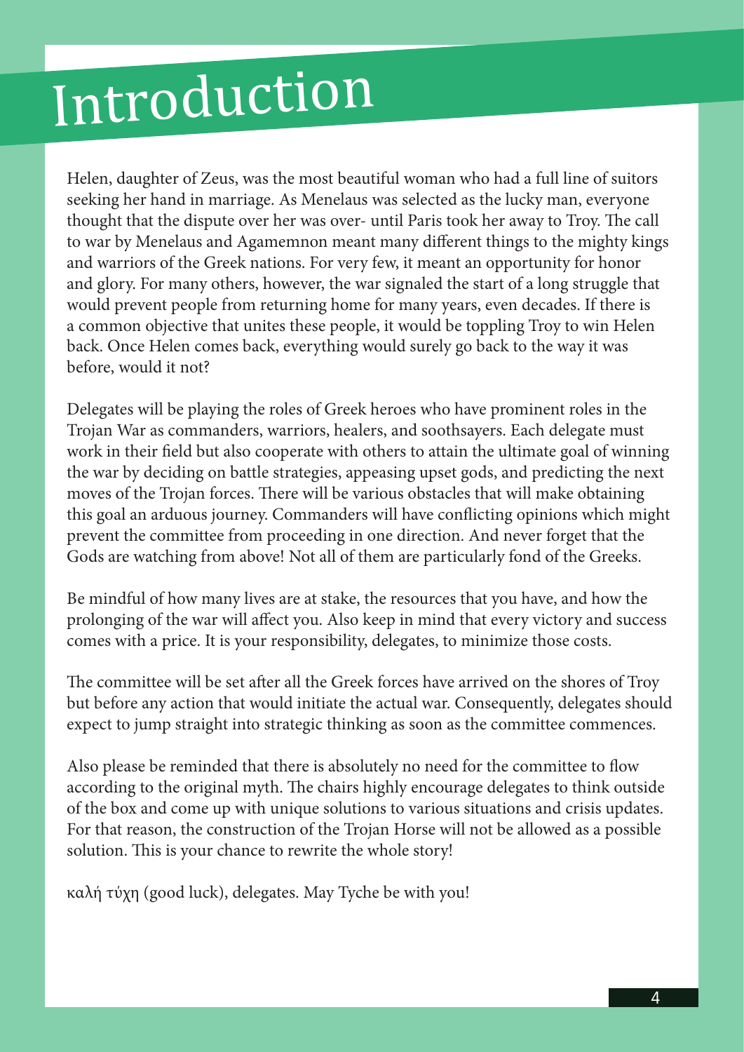# Introduction

Helen, daughter of Zeus, was the most beautiful woman who had a full line of suitors seeking her hand in marriage. As Menelaus was selected as the lucky man, everyone thought that the dispute over her was over- until Paris took her away to Troy. The call to war by Menelaus and Agamemnon meant many different things to the mighty kings and warriors of the Greek nations. For very few, it meant an opportunity for honor and glory. For many others, however, the war signaled the start of a long struggle that would prevent people from returning home for many years, even decades. If there is a common objective that unites these people, it would be toppling Troy to win Helen back. Once Helen comes back, everything would surely go back to the way it was before, would it not?

Delegates will be playing the roles of Greek heroes who have prominent roles in the Trojan War as commanders, warriors, healers, and soothsayers. Each delegate must work in their field but also cooperate with others to attain the ultimate goal of winning the war by deciding on battle strategies, appeasing upset gods, and predicting the next moves of the Trojan forces. There will be various obstacles that will make obtaining this goal an arduous journey. Commanders will have conflicting opinions which might prevent the committee from proceeding in one direction. And never forget that the Gods are watching from above! Not all of them are particularly fond of the Greeks.

Be mindful of how many lives are at stake, the resources that you have, and how the prolonging of the war will affect you. Also keep in mind that every victory and success comes with a price. It is your responsibility, delegates, to minimize those costs.

The committee will be set after all the Greek forces have arrived on the shores of Troy but before any action that would initiate the actual war. Consequently, delegates should expect to jump straight into strategic thinking as soon as the committee commences.

Also please be reminded that there is absolutely no need for the committee to flow according to the original myth. The chairs highly encourage delegates to think outside of the box and come up with unique solutions to various situations and crisis updates. For that reason, the construction of the Trojan Horse will not be allowed as a possible solution. This is your chance to rewrite the whole story!

καλή τύχη (good luck), delegates. May Tyche be with you!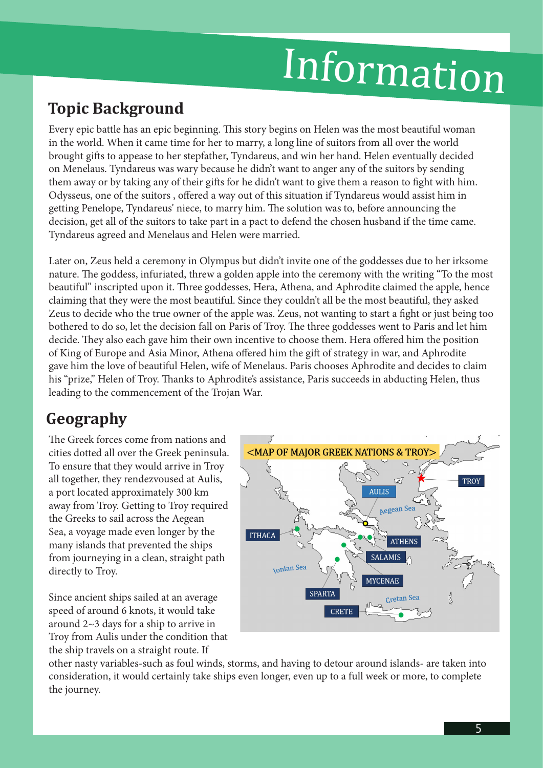# Information

## Topic Background

Every epic battle has an epic beginning. This story begins on Helen was the most beautiful woman in the world. When it came time for her to marry, a long line of suitors from all over the world brought gifts to appease to her stepfather, Tyndareus, and win her hand. Helen eventually decided on Menelaus. Tyndareus was wary because he didn't want to anger any of the suitors by sending them away or by taking any of their gifts for he didn't want to give them a reason to fight with him. Odysseus, one of the suitors , offered a way out of this situation if Tyndareus would assist him in getting Penelope, Tyndareus' niece, to marry him. The solution was to, before announcing the decision, get all of the suitors to take part in a pact to defend the chosen husband if the time came. Tyndareus agreed and Menelaus and Helen were married.

Later on, Zeus held a ceremony in Olympus but didn't invite one of the goddesses due to her irksome nature. The goddess, infuriated, threw a golden apple into the ceremony with the writing "To the most beautiful" inscripted upon it. Three goddesses, Hera, Athena, and Aphrodite claimed the apple, hence claiming that they were the most beautiful. Since they couldn't all be the most beautiful, they asked Zeus to decide who the true owner of the apple was. Zeus, not wanting to start a fight or just being too bothered to do so, let the decision fall on Paris of Troy. The three goddesses went to Paris and let him decide. They also each gave him their own incentive to choose them. Hera offered him the position of King of Europe and Asia Minor, Athena offered him the gift of strategy in war, and Aphrodite gave him the love of beautiful Helen, wife of Menelaus. Paris chooses Aphrodite and decides to claim his "prize," Helen of Troy. Thanks to Aphrodite's assistance, Paris succeeds in abducting Helen, thus leading to the commencement of the Trojan War.

## Geography

The Greek forces come from nations and cities dotted all over the Greek peninsula. To ensure that they would arrive in Troy all together, they rendezvoused at Aulis, a port located approximately 300 km away from Troy. Getting to Troy required the Greeks to sail across the Aegean Sea, a voyage made even longer by the many islands that prevented the ships from journeying in a clean, straight path directly to Troy.

<MAP OF MAJOR GREEK NATIONS & TROY>

Since ancient ships sailed at an average speed of around 6 knots, it would take around 2~3 days for a ship to arrive in Troy from Aulis under the condition that the ship travels on a straight route. If other nasty variables-such as foul winds, storms, and having to detour around islands- are taken into consideration, it would certainly take ships even longer, even up to a full week or more, to complete the journey.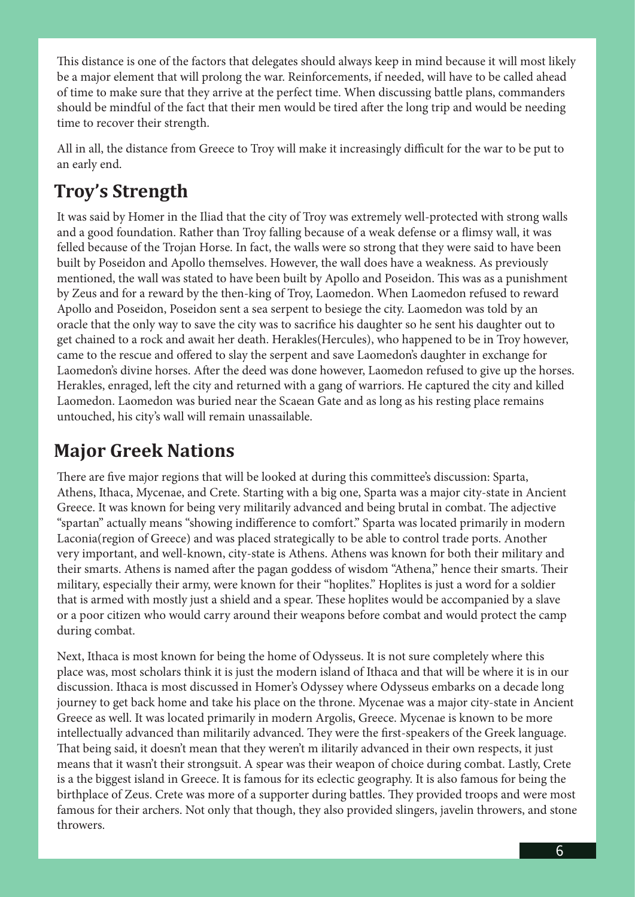This distance is one of the factors that delegates should always keep in mind because it will most likely be a major element that will prolong the war. Reinforcements, if needed, will have to be called ahead of time to make sure that they arrive at the perfect time. When discussing battle plans, commanders should be mindful of the fact that their men would be tired after the long trip and would be needing time to recover their strength.

All in all, the distance from Greece to Troy will make it increasingly difficult for the war to be put to an early end.

## Troy's Strength

It was said by Homer in the Iliad that the city of Troy was extremely well-protected with strong walls and a good foundation. Rather than Troy falling because of a weak defense or a flimsy wall, it was felled because of the Trojan Horse. In fact, the walls were so strong that they were said to have been built by Poseidon and Apollo themselves. However, the wall does have a weakness. As previously mentioned, the wall was stated to have been built by Apollo and Poseidon. This was as a punishment by Zeus and for a reward by the then-king of Troy, Laomedon. When Laomedon refused to reward Apollo and Poseidon, Poseidon sent a sea serpent to besiege the city. Laomedon was told by an oracle that the only way to save the city was to sacrifice his daughter so he sent his daughter out to get chained to a rock and await her death. Herakles(Hercules), who happened to be in Troy however, came to the rescue and offered to slay the serpent and save Laomedon's daughter in exchange for Laomedon's divine horses. After the deed was done however, Laomedon refused to give up the horses. Herakles, enraged, left the city and returned with a gang of warriors. He captured the city and killed Laomedon. Laomedon was buried near the Scaean Gate and as long as his resting place remains untouched, his city's wall will remain unassailable.

## Major Greek Nations

There are five major regions that will be looked at during this committee's discussion: Sparta, Athens, Ithaca, Mycenae, and Crete. Starting with a big one, Sparta was a major city-state in Ancient Greece. It was known for being very militarily advanced and being brutal in combat. The adjective "spartan" actually means "showing indifference to comfort." Sparta was located primarily in modern Laconia(region of Greece) and was placed strategically to be able to control trade ports. Another very important, and well-known, city-state is Athens. Athens was known for both their military and their smarts. Athens is named after the pagan goddess of wisdom "Athena," hence their smarts. Their military, especially their army, were known for their "hoplites." Hoplites is just a word for a soldier that is armed with mostly just a shield and a spear. These hoplites would be accompanied by a slave or a poor citizen who would carry around their weapons before combat and would protect the camp during combat.

Next, Ithaca is most known for being the home of Odysseus. It is not sure completely where this place was, most scholars think it is just the modern island of Ithaca and that will be where it is in our discussion. Ithaca is most discussed in Homer's Odyssey where Odysseus embarks on a decade long journey to get back home and take his place on the throne. Mycenae was a major city-state in Ancient Greece as well. It was located primarily in modern Argolis, Greece. Mycenae is known to be more intellectually advanced than militarily advanced. They were the first-speakers of the Greek language. That being said, it doesn't mean that they weren't m ilitarily advanced in their own respects, it just means that it wasn't their strongsuit. A spear was their weapon of choice during combat. Lastly, Crete is a the biggest island in Greece. It is famous for its eclectic geography. It is also famous for being the birthplace of Zeus. Crete was more of a supporter during battles. They provided troops and were most famous for their archers. Not only that though, they also provided slingers, javelin throwers, and stone throwers.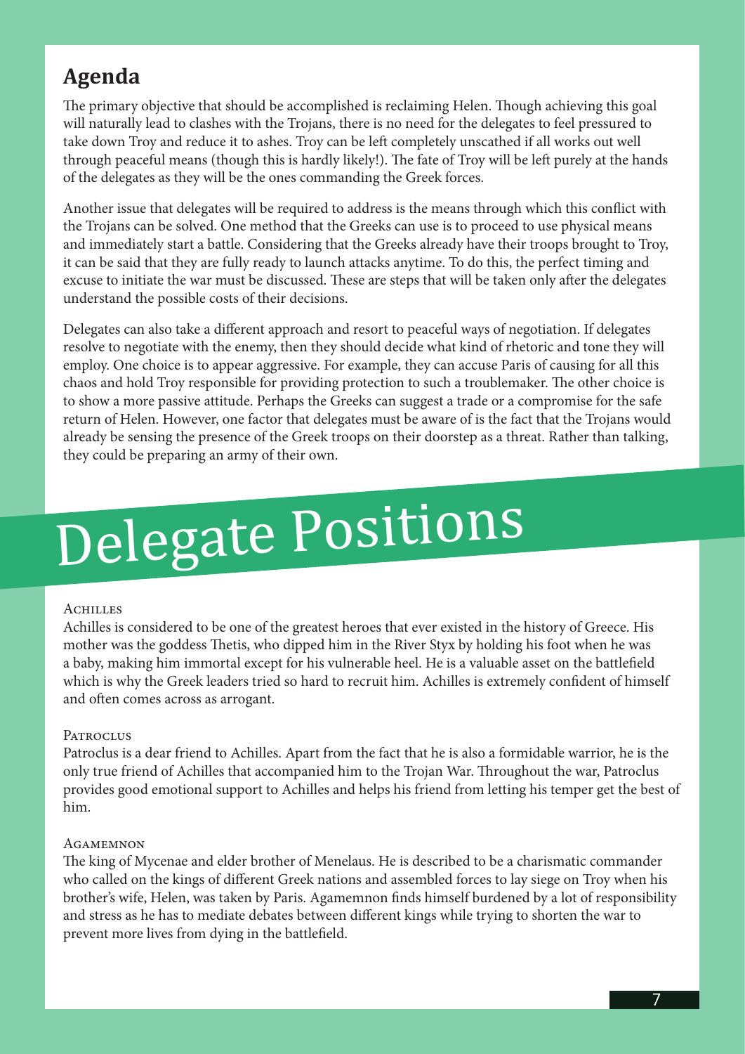## Agenda

The primary objective that should be accomplished is reclaiming Helen. Though achieving this goal will naturally lead to clashes with the Trojans, there is no need for the delegates to feel pressured to take down Troy and reduce it to ashes. Troy can be left completely unscathed if all works out well through peaceful means (though this is hardly likely!). The fate of Troy will be left purely at the hands of the delegates as they will be the ones commanding the Greek forces.

Another issue that delegates will be required to address is the means through which this conflict with the Trojans can be solved. One method that the Greeks can use is to proceed to use physical means and immediately start a battle. Considering that the Greeks already have their troops brought to Troy, it can be said that they are fully ready to launch attacks anytime. To do this, the perfect timing and excuse to initiate the war must be discussed. These are steps that will be taken only after the delegates understand the possible costs of their decisions.

Delegates can also take a different approach and resort to peaceful ways of negotiation. If delegates resolve to negotiate with the enemy, then they should decide what kind of rhetoric and tone they will employ. One choice is to appear aggressive. For example, they can accuse Paris of causing for all this chaos and hold Troy responsible for providing protection to such a troublemaker. The other choice is to show a more passive attitude. Perhaps the Greeks can suggest a trade or a compromise for the safe return of Helen. However, one factor that delegates must be aware of is the fact that the Trojans would already be sensing the presence of the Greek troops on their doorstep as a threat. Rather than talking, they could be preparing an army of their own.

# Delegate Positions

### Achilles

Achilles is considered to be one of the greatest heroes that ever existed in the history of Greece. His mother was the goddess Thetis, who dipped him in the River Styx by holding his foot when he was a baby, making him immortal except for his vulnerable heel. He is a valuable asset on the battlefield which is why the Greek leaders tried so hard to recruit him. Achilles is extremely confident of himself and often comes across as arrogant.

### Patroclus

Patroclus is a dear friend to Achilles. Apart from the fact that he is also a formidable warrior, he is the only true friend of Achilles that accompanied him to the Trojan War. Throughout the war, Patroclus provides good emotional support to Achilles and helps his friend from letting his temper get the best of him.

### Agamemnon

The king of Mycenae and elder brother of Menelaus. He is described to be a charismatic commander who called on the kings of different Greek nations and assembled forces to lay siege on Troy when his brother's wife, Helen, was taken by Paris. Agamemnon finds himself burdened by a lot of responsibility and stress as he has to mediate debates between different kings while trying to shorten the war to prevent more lives from dying in the battlefield.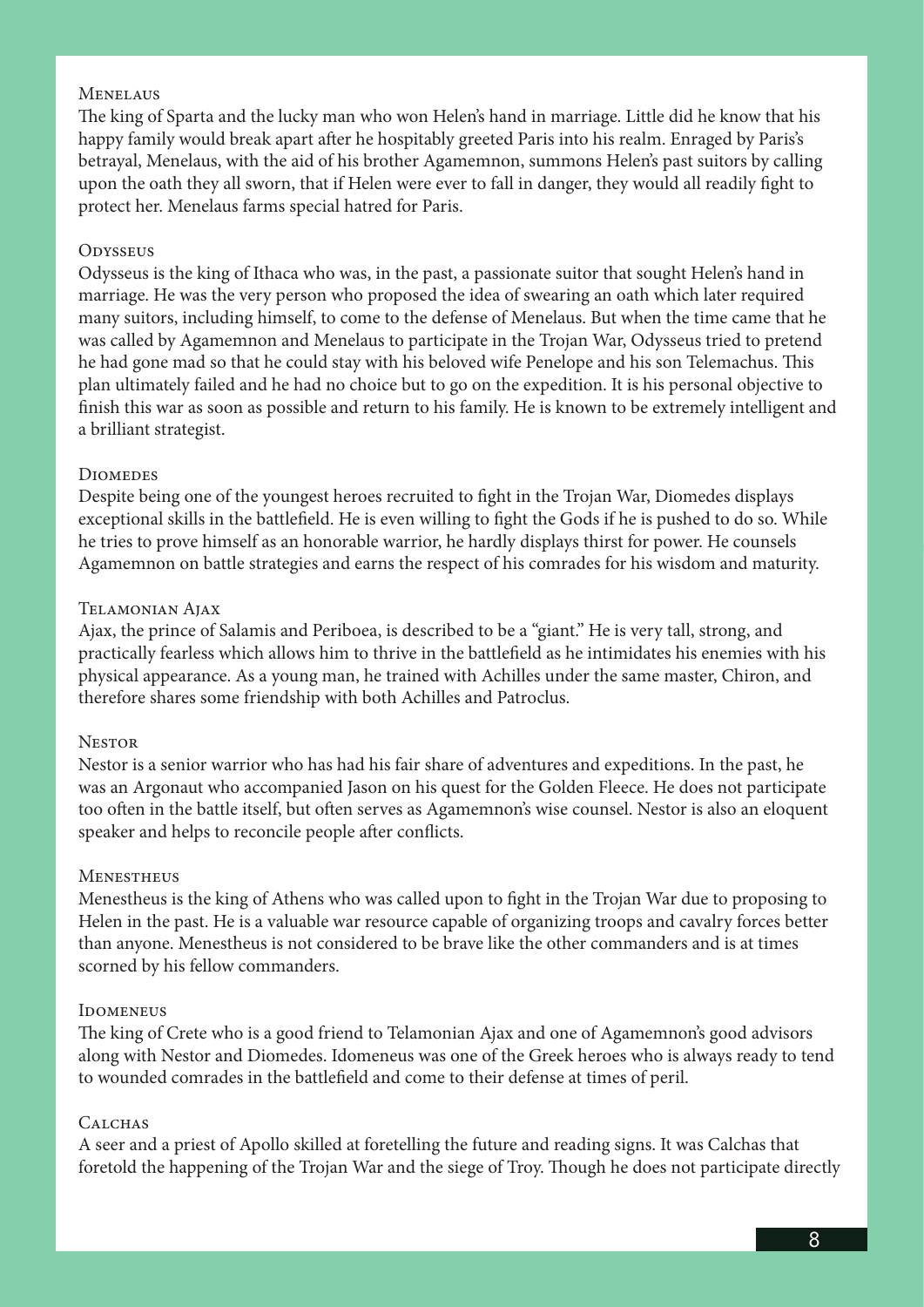### Menelaus

The king of Sparta and the lucky man who won Helen's hand in marriage. Little did he know that his happy family would break apart after he hospitably greeted Paris into his realm. Enraged by Paris's betrayal, Menelaus, with the aid of his brother Agamemnon, summons Helen's past suitors by calling upon the oath they all sworn, that if Helen were ever to fall in danger, they would all readily fight to protect her. Menelaus farms special hatred for Paris.

### Odysseus

Odysseus is the king of Ithaca who was, in the past, a passionate suitor that sought Helen's hand in marriage. He was the very person who proposed the idea of swearing an oath which later required many suitors, including himself, to come to the defense of Menelaus. But when the time came that he was called by Agamemnon and Menelaus to participate in the Trojan War, Odysseus tried to pretend he had gone mad so that he could stay with his beloved wife Penelope and his son Telemachus. This plan ultimately failed and he had no choice but to go on the expedition. It is his personal objective to finish this war as soon as possible and return to his family. He is known to be extremely intelligent and a brilliant strategist.

### Diomedes

Despite being one of the youngest heroes recruited to fight in the Trojan War, Diomedes displays exceptional skills in the battlefield. He is even willing to fight the Gods if he is pushed to do so. While he tries to prove himself as an honorable warrior, he hardly displays thirst for power. He counsels Agamemnon on battle strategies and earns the respect of his comrades for his wisdom and maturity.

### Telamonian Ajax

Ajax, the prince of Salamis and Periboea, is described to be a "giant." He is very tall, strong, and practically fearless which allows him to thrive in the battlefield as he intimidates his enemies with his physical appearance. As a young man, he trained with Achilles under the same master, Chiron, and therefore shares some friendship with both Achilles and Patroclus.

### Nestor

Nestor is a senior warrior who has had his fair share of adventures and expeditions. In the past, he was an Argonaut who accompanied Jason on his quest for the Golden Fleece. He does not participate too often in the battle itself, but often serves as Agamemnon's wise counsel. Nestor is also an eloquent speaker and helps to reconcile people after conflicts.

### Menestheus

Menestheus is the king of Athens who was called upon to fight in the Trojan War due to proposing to Helen in the past. He is a valuable war resource capable of organizing troops and cavalry forces better than anyone. Menestheus is not considered to be brave like the other commanders and is at times scorned by his fellow commanders.

### Idomeneus

The king of Crete who is a good friend to Telamonian Ajax and one of Agamemnon's good advisors along with Nestor and Diomedes. Idomeneus was one of the Greek heroes who is always ready to tend to wounded comrades in the battlefield and come to their defense at times of peril.

### Calchas

A seer and a priest of Apollo skilled at foretelling the future and reading signs. It was Calchas that foretold the happening of the Trojan War and the siege of Troy. Though he does not participate directly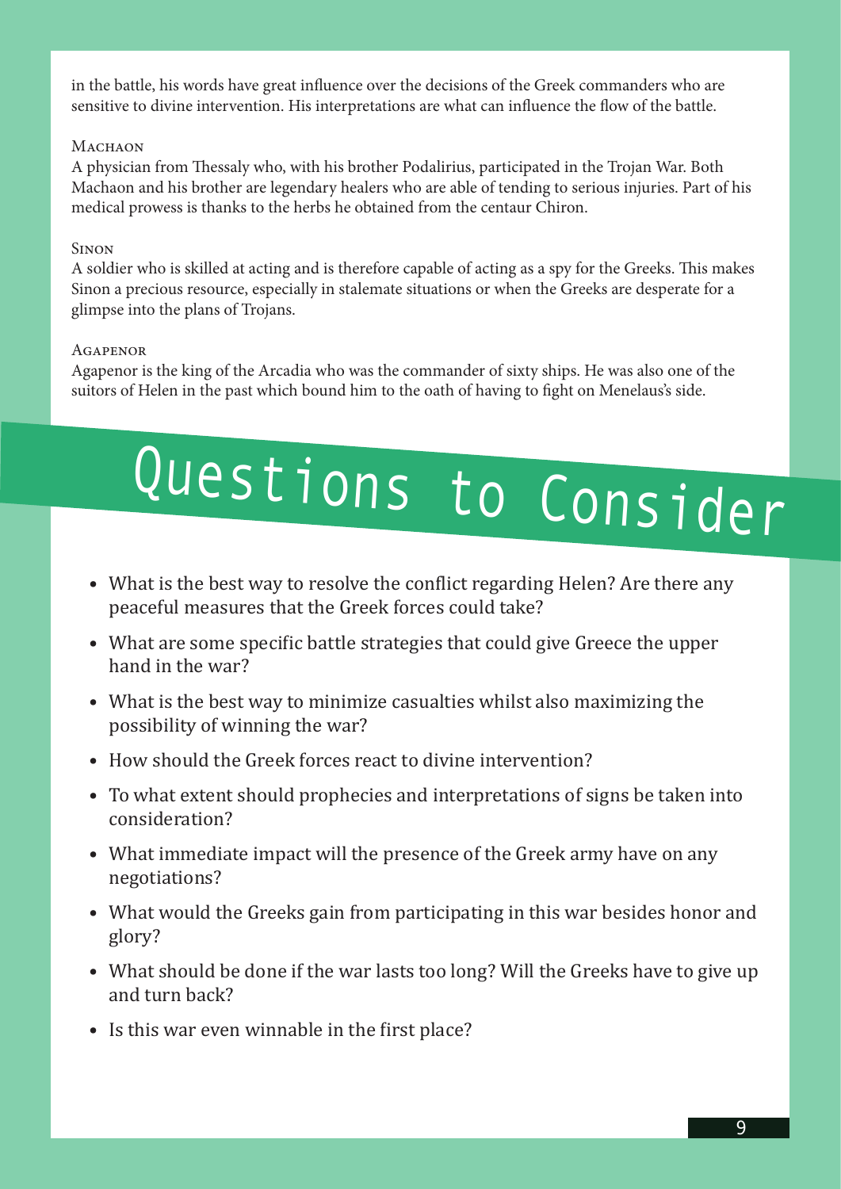in the battle, his words have great influence over the decisions of the Greek commanders who are sensitive to divine intervention. His interpretations are what can influence the flow of the battle.

### Machaon

A physician from Thessaly who, with his brother Podalirius, participated in the Trojan War. Both Machaon and his brother are legendary healers who are able of tending to serious injuries. Part of his medical prowess is thanks to the herbs he obtained from the centaur Chiron.

### Sinon

A soldier who is skilled at acting and is therefore capable of acting as a spy for the Greeks. This makes Sinon a precious resource, especially in stalemate situations or when the Greeks are desperate for a glimpse into the plans of Trojans.

### Agapenor

Agapenor is the king of the Arcadia who was the commander of sixty ships. He was also one of the suitors of Helen in the past which bound him to the oath of having to fight on Menelaus's side.

# Questions to Consider

- What is the best way to resolve the conflict regarding Helen? Are there any peaceful measures that the Greek forces could take?
- What are some specific battle strategies that could give Greece the upper hand in the war?
- What is the best way to minimize casualties whilst also maximizing the possibility of winning the war?
- How should the Greek forces react to divine intervention?
- To what extent should prophecies and interpretations of signs be taken into consideration?
- What immediate impact will the presence of the Greek army have on any negotiations?
- What would the Greeks gain from participating in this war besides honor and glory?
- What should be done if the war lasts too long? Will the Greeks have to give up and turn back?
- Is this war even winnable in the first place?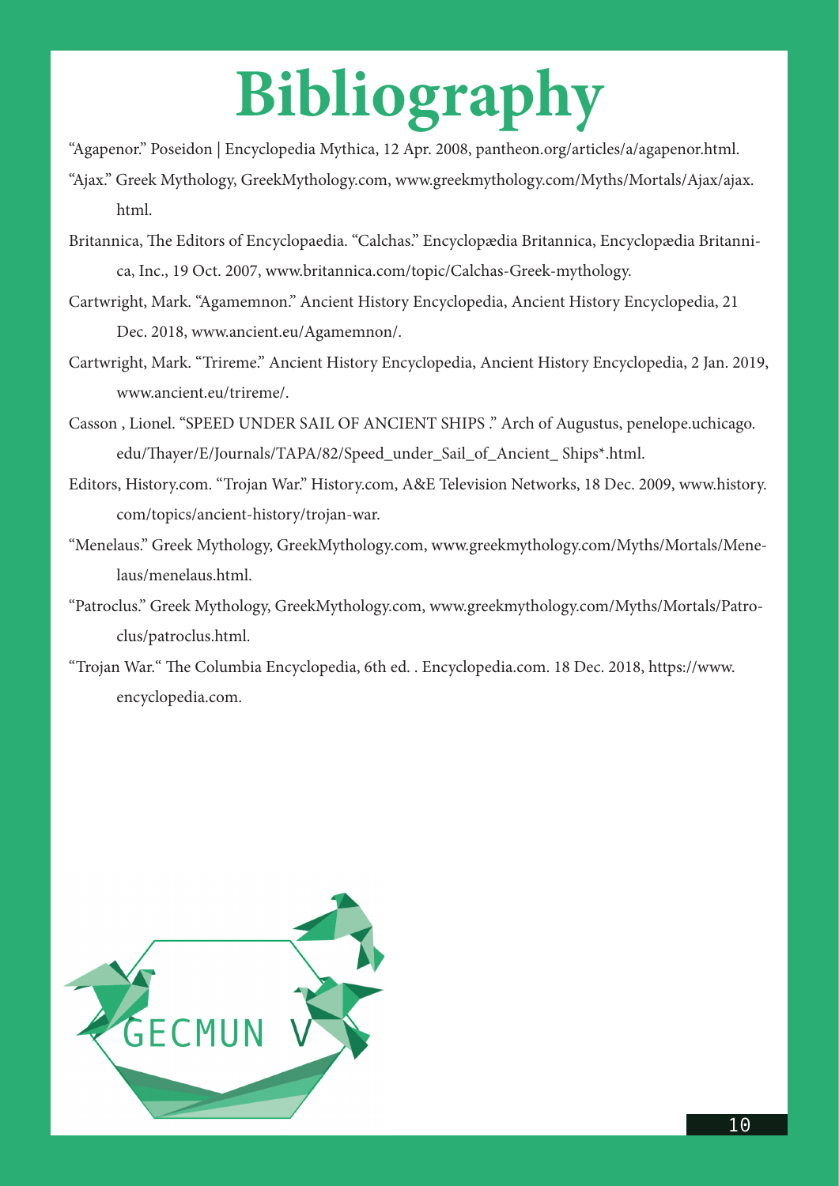# Bibliography

"Agapenor." Poseidon | Encyclopedia Mythica, 12 Apr. 2008, pantheon.org/articles/a/agapenor.html.

"Ajax." Greek Mythology, GreekMythology.com, www.greekmythology.com/Myths/Mortals/Ajax/ajax.html.

Britannica, The Editors of Encyclopaedia. "Calchas." Encyclopædia Britannica, Encyclopædia Britannica, Inc., 19 Oct. 2007, www.britannica.com/topic/Calchas-Greek-mythology.

Cartwright, Mark. "Agamemnon." Ancient History Encyclopedia, Ancient History Encyclopedia, 21 Dec. 2018, www.ancient.eu/Agamemnon/.

Cartwright, Mark. "Trireme." Ancient History Encyclopedia, Ancient History Encyclopedia, 2 Jan. 2019, www.ancient.eu/trireme/.

Casson , Lionel. "SPEED UNDER SAIL OF ANCIENT SHIPS ." Arch of Augustus, penelope.uchicago.edu/Thayer/E/Journals/TAPA/82/Speed_under_Sail_of_Ancient_ Ships*.html.

Editors, History.com. "Trojan War." History.com, A&E Television Networks, 18 Dec. 2009, www.history.com/topics/ancient-history/trojan-war.

"Menelaus." Greek Mythology, GreekMythology.com, www.greekmythology.com/Myths/Mortals/Menelaus/menelaus.html.

"Patroclus." Greek Mythology, GreekMythology.com, www.greekmythology.com/Myths/Mortals/Patroclus/patroclus.html.

"Trojan War." The Columbia Encyclopedia, 6th ed. . Encyclopedia.com. 18 Dec. 2018, https://www.encyclopedia.com.

GECMUN V